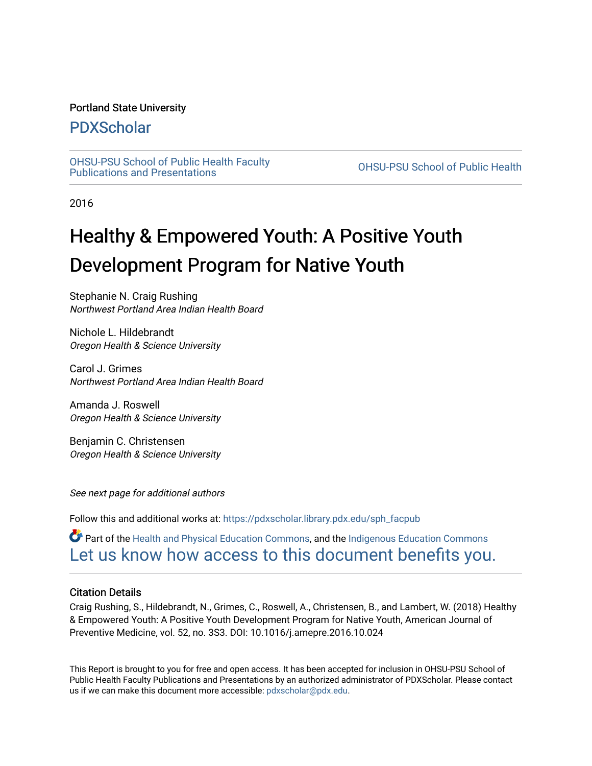Portland State University

# PDXScholar

OHSU-PSU School of Public Health Faculty Publications and Presentations

OHSU-PSU School of Public Health

2016

# Healthy & Empowered Youth: A Positive Youth Development Program for Native Youth

Stephanie N. Craig Rushing
*Northwest Portland Area Indian Health Board*

Nichole L. Hildebrandt
*Oregon Health & Science University*

Carol J. Grimes
*Northwest Portland Area Indian Health Board*

Amanda J. Roswell
*Oregon Health & Science University*

Benjamin C. Christensen
*Oregon Health & Science University*

*See next page for additional authors*

Follow this and additional works at: https://pdxscholar.library.pdx.edu/sph_facpub

Part of the Health and Physical Education Commons, and the Indigenous Education Commons
Let us know how access to this document benefits you.

## Citation Details

Craig Rushing, S., Hildebrandt, N., Grimes, C., Roswell, A., Christensen, B., and Lambert, W. (2018) Healthy & Empowered Youth: A Positive Youth Development Program for Native Youth, American Journal of Preventive Medicine, vol. 52, no. 3S3. DOI: 10.1016/j.amepre.2016.10.024

This Report is brought to you for free and open access. It has been accepted for inclusion in OHSU-PSU School of Public Health Faculty Publications and Presentations by an authorized administrator of PDXScholar. Please contact us if we can make this document more accessible: pdxscholar@pdx.edu.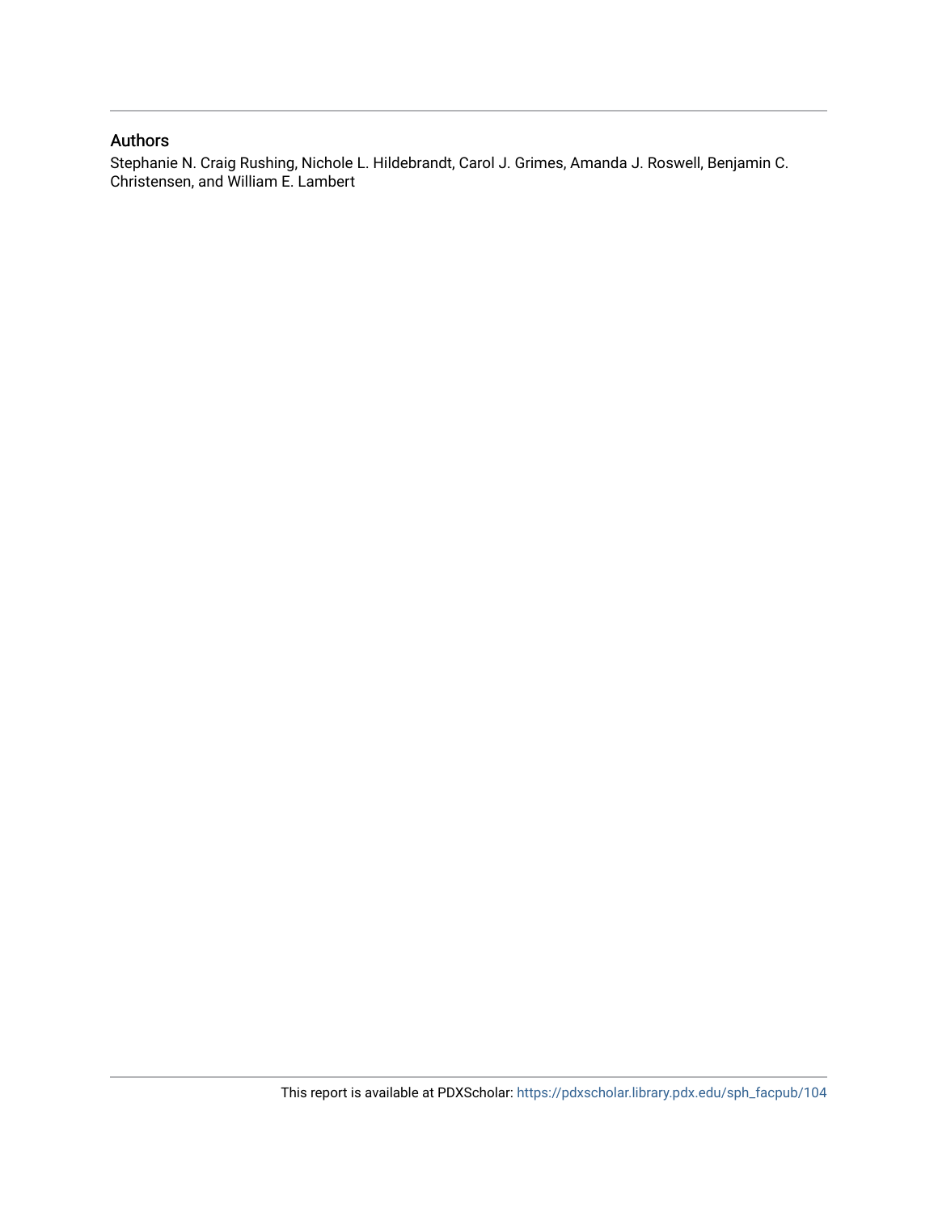## Authors

Stephanie N. Craig Rushing, Nichole L. Hildebrandt, Carol J. Grimes, Amanda J. Roswell, Benjamin C. Christensen, and William E. Lambert

This report is available at PDXScholar: https://pdxscholar.library.pdx.edu/sph_facpub/104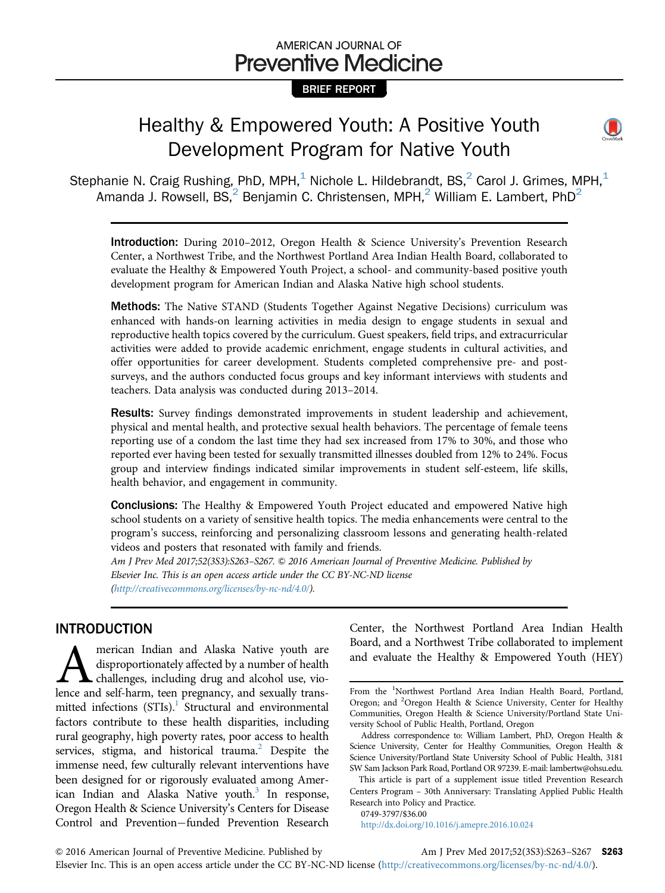AMERICAN JOURNAL OF
Preventive Medicine

BRIEF REPORT

# Healthy & Empowered Youth: A Positive Youth Development Program for Native Youth

Stephanie N. Craig Rushing, PhD, MPH,[1] Nichole L. Hildebrandt, BS,[2] Carol J. Grimes, MPH,[1] Amanda J. Rowsell, BS,[2] Benjamin C. Christensen, MPH,[2] William E. Lambert, PhD[2]

**Introduction:** During 2010–2012, Oregon Health & Science University's Prevention Research Center, a Northwest Tribe, and the Northwest Portland Area Indian Health Board, collaborated to evaluate the Healthy & Empowered Youth Project, a school- and community-based positive youth development program for American Indian and Alaska Native high school students.

**Methods:** The Native STAND (Students Together Against Negative Decisions) curriculum was enhanced with hands-on learning activities in media design to engage students in sexual and reproductive health topics covered by the curriculum. Guest speakers, field trips, and extracurricular activities were added to provide academic enrichment, engage students in cultural activities, and offer opportunities for career development. Students completed comprehensive pre- and post-surveys, and the authors conducted focus groups and key informant interviews with students and teachers. Data analysis was conducted during 2013–2014.

**Results:** Survey findings demonstrated improvements in student leadership and achievement, physical and mental health, and protective sexual health behaviors. The percentage of female teens reporting use of a condom the last time they had sex increased from 17% to 30%, and those who reported ever having been tested for sexually transmitted illnesses doubled from 12% to 24%. Focus group and interview findings indicated similar improvements in student self-esteem, life skills, health behavior, and engagement in community.

**Conclusions:** The Healthy & Empowered Youth Project educated and empowered Native high school students on a variety of sensitive health topics. The media enhancements were central to the program's success, reinforcing and personalizing classroom lessons and generating health-related videos and posters that resonated with family and friends.

*Am J Prev Med 2017;52(3S3):S263–S267. © 2016 American Journal of Preventive Medicine. Published by Elsevier Inc. This is an open access article under the CC BY-NC-ND license (http://creativecommons.org/licenses/by-nc-nd/4.0/).*

## INTRODUCTION

American Indian and Alaska Native youth are disproportionately affected by a number of health challenges, including drug and alcohol use, violence and self-harm, teen pregnancy, and sexually transmitted infections (STIs).[1] Structural and environmental factors contribute to these health disparities, including rural geography, high poverty rates, poor access to health services, stigma, and historical trauma.[2] Despite the immense need, few culturally relevant interventions have been designed for or rigorously evaluated among American Indian and Alaska Native youth.[3] In response, Oregon Health & Science University's Centers for Disease Control and Prevention−funded Prevention Research Center, the Northwest Portland Area Indian Health Board, and a Northwest Tribe collaborated to implement and evaluate the Healthy & Empowered Youth (HEY)

From the [1]Northwest Portland Area Indian Health Board, Portland, Oregon; and [2]Oregon Health & Science University, Center for Healthy Communities, Oregon Health & Science University/Portland State University School of Public Health, Portland, Oregon

Address correspondence to: William Lambert, PhD, Oregon Health & Science University, Center for Healthy Communities, Oregon Health & Science University/Portland State University School of Public Health, 3181 SW Sam Jackson Park Road, Portland OR 97239. E-mail: lambertw@ohsu.edu.

This article is part of a supplement issue titled Prevention Research Centers Program – 30th Anniversary: Translating Applied Public Health Research into Policy and Practice.

0749-3797/$36.00

http://dx.doi.org/10.1016/j.amepre.2016.10.024

© 2016 American Journal of Preventive Medicine. Published by Elsevier Inc. This is an open access article under the CC BY-NC-ND license (http://creativecommons.org/licenses/by-nc-nd/4.0/).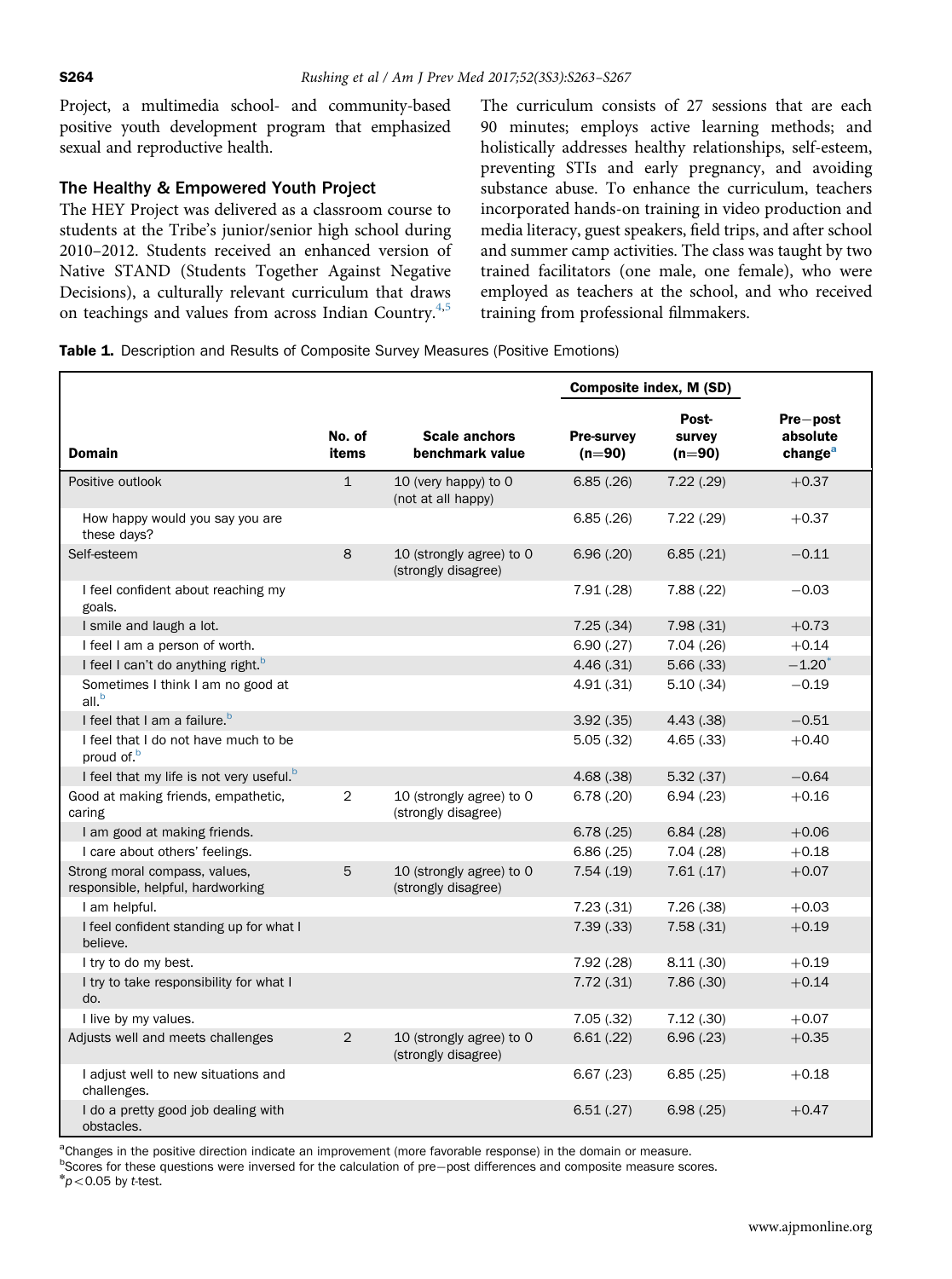Project, a multimedia school- and community-based positive youth development program that emphasized sexual and reproductive health.

### The Healthy & Empowered Youth Project

The HEY Project was delivered as a classroom course to students at the Tribe's junior/senior high school during 2010–2012. Students received an enhanced version of Native STAND (Students Together Against Negative Decisions), a culturally relevant curriculum that draws on teachings and values from across Indian Country.[4,5] The curriculum consists of 27 sessions that are each 90 minutes; employs active learning methods; and holistically addresses healthy relationships, self-esteem, preventing STIs and early pregnancy, and avoiding substance abuse. To enhance the curriculum, teachers incorporated hands-on training in video production and media literacy, guest speakers, field trips, and after school and summer camp activities. The class was taught by two trained facilitators (one male, one female), who were employed as teachers at the school, and who received training from professional filmmakers.

**Table 1.** Description and Results of Composite Survey Measures (Positive Emotions)

| Domain | No. of items | Scale anchors benchmark value | Composite index, M (SD) Pre-survey (n=90) | Post-survey (n=90) | Pre–post absolute change[a] |
|---|---|---|---|---|---|
| Positive outlook | 1 | 10 (very happy) to 0 (not at all happy) | 6.85 (.26) | 7.22 (.29) | +0.37 |
| How happy would you say you are these days? | | | 6.85 (.26) | 7.22 (.29) | +0.37 |
| Self-esteem | 8 | 10 (strongly agree) to 0 (strongly disagree) | 6.96 (.20) | 6.85 (.21) | −0.11 |
| I feel confident about reaching my goals. | | | 7.91 (.28) | 7.88 (.22) | −0.03 |
| I smile and laugh a lot. | | | 7.25 (.34) | 7.98 (.31) | +0.73 |
| I feel I am a person of worth. | | | 6.90 (.27) | 7.04 (.26) | +0.14 |
| I feel I can't do anything right.[b] | | | 4.46 (.31) | 5.66 (.33) | −1.20* |
| Sometimes I think I am no good at all.[b] | | | 4.91 (.31) | 5.10 (.34) | −0.19 |
| I feel that I am a failure.[b] | | | 3.92 (.35) | 4.43 (.38) | −0.51 |
| I feel that I do not have much to be proud of.[b] | | | 5.05 (.32) | 4.65 (.33) | +0.40 |
| I feel that my life is not very useful.[b] | | | 4.68 (.38) | 5.32 (.37) | −0.64 |
| Good at making friends, empathetic, caring | 2 | 10 (strongly agree) to 0 (strongly disagree) | 6.78 (.20) | 6.94 (.23) | +0.16 |
| I am good at making friends. | | | 6.78 (.25) | 6.84 (.28) | +0.06 |
| I care about others' feelings. | | | 6.86 (.25) | 7.04 (.28) | +0.18 |
| Strong moral compass, values, responsible, helpful, hardworking | 5 | 10 (strongly agree) to 0 (strongly disagree) | 7.54 (.19) | 7.61 (.17) | +0.07 |
| I am helpful. | | | 7.23 (.31) | 7.26 (.38) | +0.03 |
| I feel confident standing up for what I believe. | | | 7.39 (.33) | 7.58 (.31) | +0.19 |
| I try to do my best. | | | 7.92 (.28) | 8.11 (.30) | +0.19 |
| I try to take responsibility for what I do. | | | 7.72 (.31) | 7.86 (.30) | +0.14 |
| I live by my values. | | | 7.05 (.32) | 7.12 (.30) | +0.07 |
| Adjusts well and meets challenges | 2 | 10 (strongly agree) to 0 (strongly disagree) | 6.61 (.22) | 6.96 (.23) | +0.35 |
| I adjust well to new situations and challenges. | | | 6.67 (.23) | 6.85 (.25) | +0.18 |
| I do a pretty good job dealing with obstacles. | | | 6.51 (.27) | 6.98 (.25) | +0.47 |

[a]Changes in the positive direction indicate an improvement (more favorable response) in the domain or measure.
[b]Scores for these questions were inversed for the calculation of pre–post differences and composite measure scores.
*$p<0.05$ by *t*-test.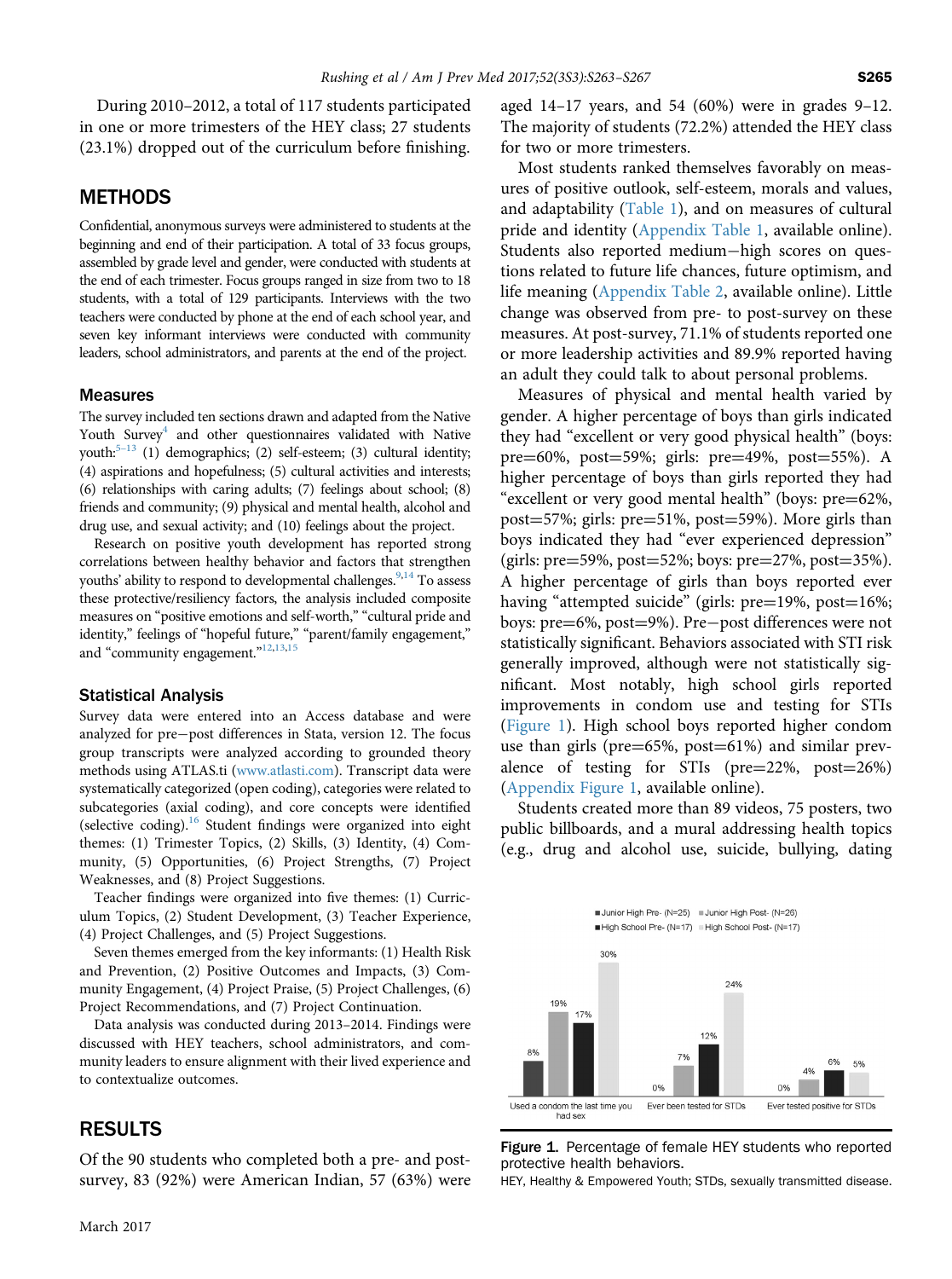During 2010–2012, a total of 117 students participated in one or more trimesters of the HEY class; 27 students (23.1%) dropped out of the curriculum before finishing.

## METHODS

Confidential, anonymous surveys were administered to students at the beginning and end of their participation. A total of 33 focus groups, assembled by grade level and gender, were conducted with students at the end of each trimester. Focus groups ranged in size from two to 18 students, with a total of 129 participants. Interviews with the two teachers were conducted by phone at the end of each school year, and seven key informant interviews were conducted with community leaders, school administrators, and parents at the end of the project.

### Measures

The survey included ten sections drawn and adapted from the Native Youth Survey[4] and other questionnaires validated with Native youth:[5–13] (1) demographics; (2) self-esteem; (3) cultural identity; (4) aspirations and hopefulness; (5) cultural activities and interests; (6) relationships with caring adults; (7) feelings about school; (8) friends and community; (9) physical and mental health, alcohol and drug use, and sexual activity; and (10) feelings about the project.

Research on positive youth development has reported strong correlations between healthy behavior and factors that strengthen youths' ability to respond to developmental challenges.[9,14] To assess these protective/resiliency factors, the analysis included composite measures on "positive emotions and self-worth," "cultural pride and identity," feelings of "hopeful future," "parent/family engagement," and "community engagement."[12,13,15]

### Statistical Analysis

Survey data were entered into an Access database and were analyzed for pre–post differences in Stata, version 12. The focus group transcripts were analyzed according to grounded theory methods using ATLAS.ti (www.atlasti.com). Transcript data were systematically categorized (open coding), categories were related to subcategories (axial coding), and core concepts were identified (selective coding).[16] Student findings were organized into eight themes: (1) Trimester Topics, (2) Skills, (3) Identity, (4) Community, (5) Opportunities, (6) Project Strengths, (7) Project Weaknesses, and (8) Project Suggestions.

Teacher findings were organized into five themes: (1) Curriculum Topics, (2) Student Development, (3) Teacher Experience, (4) Project Challenges, and (5) Project Suggestions.

Seven themes emerged from the key informants: (1) Health Risk and Prevention, (2) Positive Outcomes and Impacts, (3) Community Engagement, (4) Project Praise, (5) Project Challenges, (6) Project Recommendations, and (7) Project Continuation.

Data analysis was conducted during 2013–2014. Findings were discussed with HEY teachers, school administrators, and community leaders to ensure alignment with their lived experience and to contextualize outcomes.

## RESULTS

Of the 90 students who completed both a pre- and post-survey, 83 (92%) were American Indian, 57 (63%) were aged 14–17 years, and 54 (60%) were in grades 9–12. The majority of students (72.2%) attended the HEY class for two or more trimesters.

Most students ranked themselves favorably on measures of positive outlook, self-esteem, morals and values, and adaptability (Table 1), and on measures of cultural pride and identity (Appendix Table 1, available online). Students also reported medium−high scores on questions related to future life chances, future optimism, and life meaning (Appendix Table 2, available online). Little change was observed from pre- to post-survey on these measures. At post-survey, 71.1% of students reported one or more leadership activities and 89.9% reported having an adult they could talk to about personal problems.

Measures of physical and mental health varied by gender. A higher percentage of boys than girls indicated they had "excellent or very good physical health" (boys: pre=60%, post=59%; girls: pre=49%, post=55%). A higher percentage of boys than girls reported they had "excellent or very good mental health" (boys: pre=62%, post=57%; girls: pre=51%, post=59%). More girls than boys indicated they had "ever experienced depression" (girls: pre=59%, post=52%; boys: pre=27%, post=35%). A higher percentage of girls than boys reported ever having "attempted suicide" (girls: pre=19%, post=16%; boys: pre=6%, post=9%). Pre−post differences were not statistically significant. Behaviors associated with STI risk generally improved, although were not statistically significant. Most notably, high school girls reported improvements in condom use and testing for STIs (Figure 1). High school boys reported higher condom use than girls (pre=65%, post=61%) and similar prevalence of testing for STIs (pre=22%, post=26%) (Appendix Figure 1, available online).

Students created more than 89 videos, 75 posters, two public billboards, and a mural addressing health topics (e.g., drug and alcohol use, suicide, bullying, dating

| | Junior High Pre- (N=25) | Junior High Post- (N=26) | High School Pre- (N=17) | High School Post- (N=17) |
|---|---|---|---|---|
| Used a condom the last time you had sex | 8% | 19% | 17% | 30% |
| Ever been tested for STDs | 0% | 7% | 12% | 24% |
| Ever tested positive for STDs | 0% | 4% | 6% | 5% |

**Figure 1.** Percentage of female HEY students who reported protective health behaviors.

HEY, Healthy & Empowered Youth; STDs, sexually transmitted disease.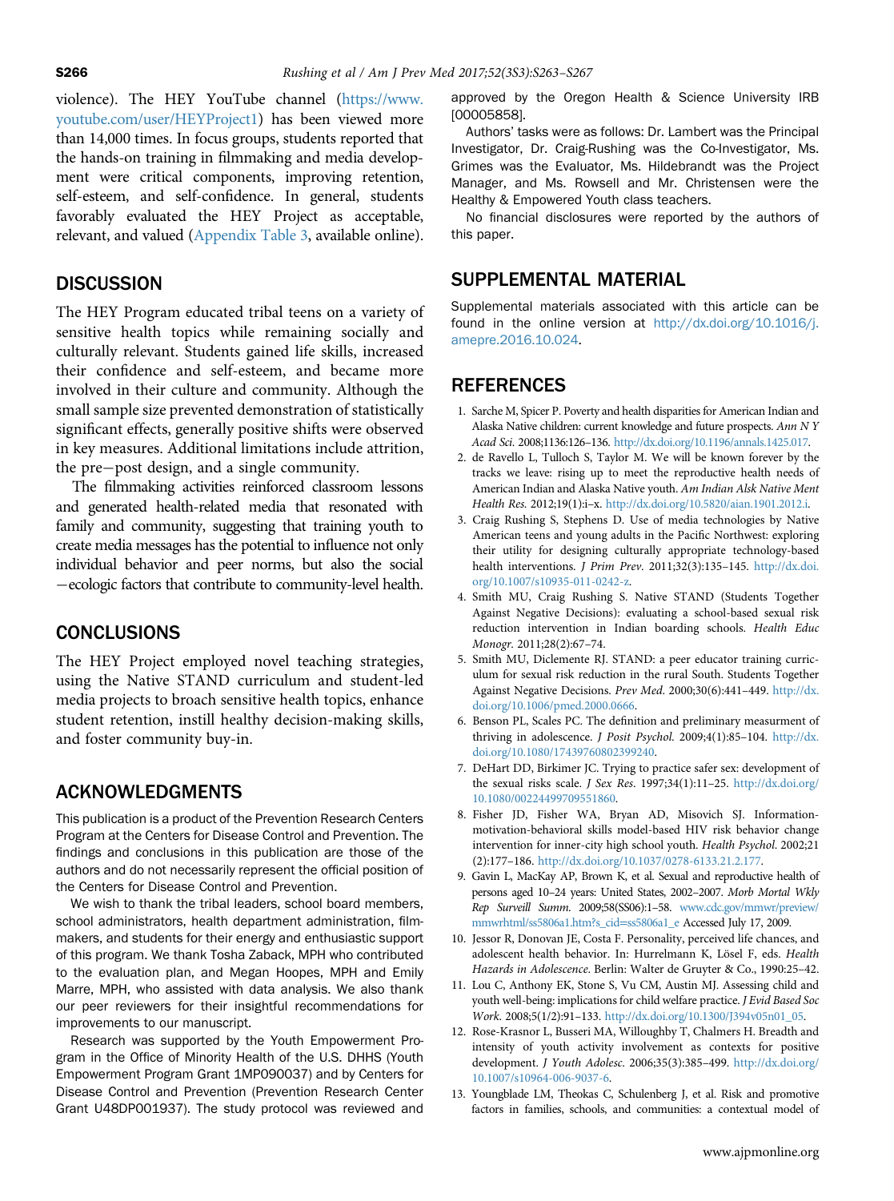violence). The HEY YouTube channel (https://www.youtube.com/user/HEYProject1) has been viewed more than 14,000 times. In focus groups, students reported that the hands-on training in filmmaking and media development were critical components, improving retention, self-esteem, and self-confidence. In general, students favorably evaluated the HEY Project as acceptable, relevant, and valued (Appendix Table 3, available online).

## DISCUSSION

The HEY Program educated tribal teens on a variety of sensitive health topics while remaining socially and culturally relevant. Students gained life skills, increased their confidence and self-esteem, and became more involved in their culture and community. Although the small sample size prevented demonstration of statistically significant effects, generally positive shifts were observed in key measures. Additional limitations include attrition, the pre−post design, and a single community.

The filmmaking activities reinforced classroom lessons and generated health-related media that resonated with family and community, suggesting that training youth to create media messages has the potential to influence not only individual behavior and peer norms, but also the social−ecologic factors that contribute to community-level health.

## CONCLUSIONS

The HEY Project employed novel teaching strategies, using the Native STAND curriculum and student-led media projects to broach sensitive health topics, enhance student retention, instill healthy decision-making skills, and foster community buy-in.

## ACKNOWLEDGMENTS

This publication is a product of the Prevention Research Centers Program at the Centers for Disease Control and Prevention. The findings and conclusions in this publication are those of the authors and do not necessarily represent the official position of the Centers for Disease Control and Prevention.

We wish to thank the tribal leaders, school board members, school administrators, health department administration, filmmakers, and students for their energy and enthusiastic support of this program. We thank Tosha Zaback, MPH who contributed to the evaluation plan, and Megan Hoopes, MPH and Emily Marre, MPH, who assisted with data analysis. We also thank our peer reviewers for their insightful recommendations for improvements to our manuscript.

Research was supported by the Youth Empowerment Program in the Office of Minority Health of the U.S. DHHS (Youth Empowerment Program Grant 1MP090037) and by Centers for Disease Control and Prevention (Prevention Research Center Grant U48DP001937). The study protocol was reviewed and approved by the Oregon Health & Science University IRB [00005858].

Authors' tasks were as follows: Dr. Lambert was the Principal Investigator, Dr. Craig-Rushing was the Co-Investigator, Ms. Grimes was the Evaluator, Ms. Hildebrandt was the Project Manager, and Ms. Rowsell and Mr. Christensen were the Healthy & Empowered Youth class teachers.

No financial disclosures were reported by the authors of this paper.

## SUPPLEMENTAL MATERIAL

Supplemental materials associated with this article can be found in the online version at http://dx.doi.org/10.1016/j.amepre.2016.10.024.

## REFERENCES

1. Sarche M, Spicer P. Poverty and health disparities for American Indian and Alaska Native children: current knowledge and future prospects. *Ann N Y Acad Sci*. 2008;1136:126–136. http://dx.doi.org/10.1196/annals.1425.017.
2. de Ravello L, Tulloch S, Taylor M. We will be known forever by the tracks we leave: rising up to meet the reproductive health needs of American Indian and Alaska Native youth. *Am Indian Alsk Native Ment Health Res*. 2012;19(1):i–x. http://dx.doi.org/10.5820/aian.1901.2012.i.
3. Craig Rushing S, Stephens D. Use of media technologies by Native American teens and young adults in the Pacific Northwest: exploring their utility for designing culturally appropriate technology-based health interventions. *J Prim Prev*. 2011;32(3):135–145. http://dx.doi.org/10.1007/s10935-011-0242-z.
4. Smith MU, Craig Rushing S. Native STAND (Students Together Against Negative Decisions): evaluating a school-based sexual risk reduction intervention in Indian boarding schools. *Health Educ Monogr*. 2011;28(2):67–74.
5. Smith MU, Diclemente RJ. STAND: a peer educator training curriculum for sexual risk reduction in the rural South. Students Together Against Negative Decisions. *Prev Med*. 2000;30(6):441–449. http://dx.doi.org/10.1006/pmed.2000.0666.
6. Benson PL, Scales PC. The definition and preliminary measurment of thriving in adolescence. *J Posit Psychol*. 2009;4(1):85–104. http://dx.doi.org/10.1080/17439760802399240.
7. DeHart DD, Birkimer JC. Trying to practice safer sex: development of the sexual risks scale. *J Sex Res*. 1997;34(1):11–25. http://dx.doi.org/10.1080/00224499709551860.
8. Fisher JD, Fisher WA, Bryan AD, Misovich SJ. Information-motivation-behavioral skills model-based HIV risk behavior change intervention for inner-city high school youth. *Health Psychol*. 2002;21(2):177–186. http://dx.doi.org/10.1037/0278-6133.21.2.177.
9. Gavin L, MacKay AP, Brown K, et al. Sexual and reproductive health of persons aged 10–24 years: United States, 2002–2007. *Morb Mortal Wkly Rep Surveill Summ*. 2009;58(SS06):1–58. www.cdc.gov/mmwr/preview/mmwrhtml/ss5806a1.htm?s_cid=ss5806a1_e Accessed July 17, 2009.
10. Jessor R, Donovan JE, Costa F. Personality, perceived life chances, and adolescent health behavior. In: Hurrelmann K, Lösel F, eds. *Health Hazards in Adolescence*. Berlin: Walter de Gruyter & Co., 1990:25–42.
11. Lou C, Anthony EK, Stone S, Vu CM, Austin MJ. Assessing child and youth well-being: implications for child welfare practice. *J Evid Based Soc Work*. 2008;5(1/2):91–133. http://dx.doi.org/10.1300/J394v05n01_05.
12. Rose-Krasnor L, Busseri MA, Willoughby T, Chalmers H. Breadth and intensity of youth activity involvement as contexts for positive development. *J Youth Adolesc*. 2006;35(3):385–499. http://dx.doi.org/10.1007/s10964-006-9037-6.
13. Youngblade LM, Theokas C, Schulenberg J, et al. Risk and promotive factors in families, schools, and communities: a contextual model of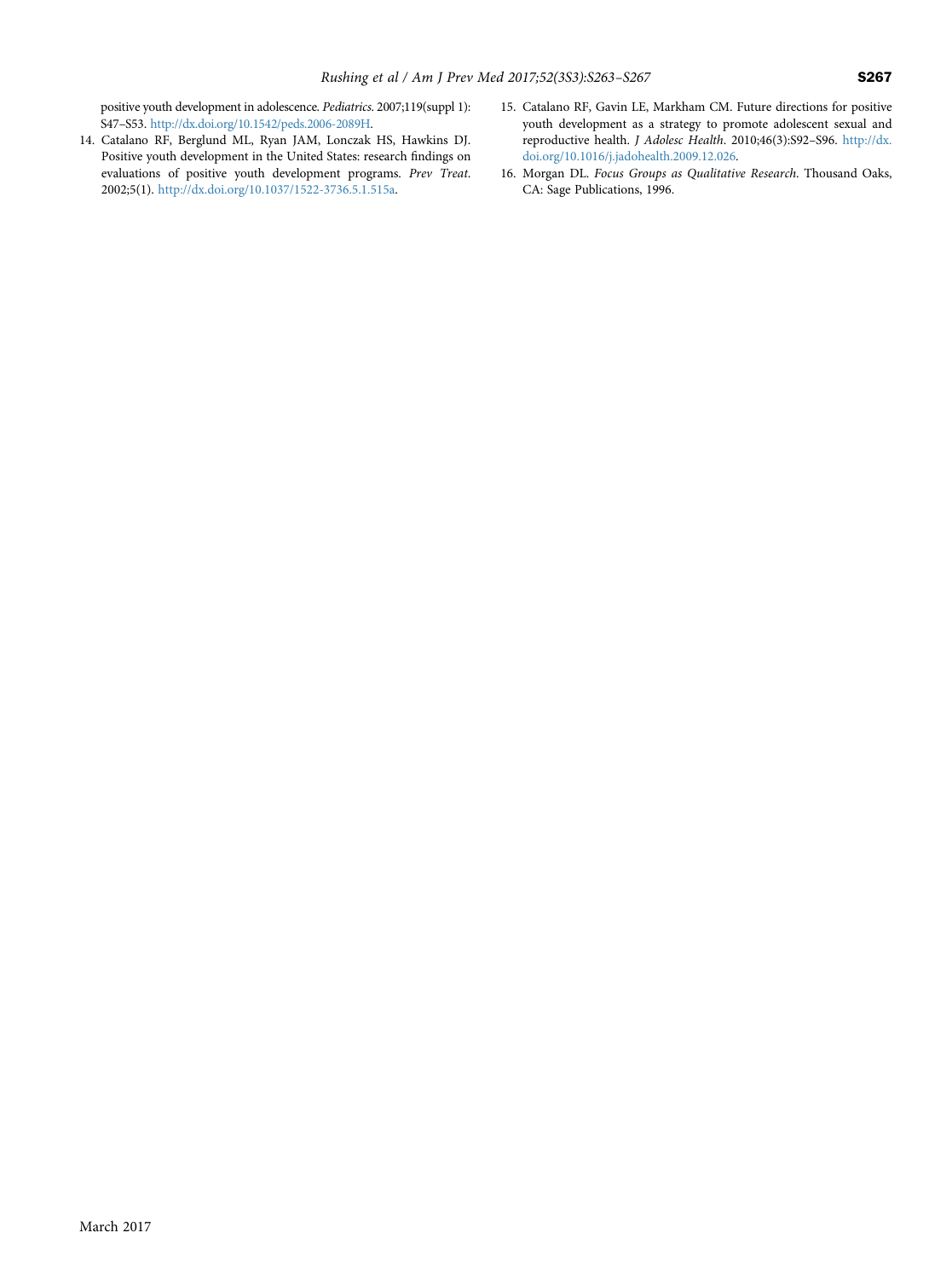positive youth development in adolescence. *Pediatrics*. 2007;119(suppl 1): S47–S53. http://dx.doi.org/10.1542/peds.2006-2089H.

14. Catalano RF, Berglund ML, Ryan JAM, Lonczak HS, Hawkins DJ. Positive youth development in the United States: research findings on evaluations of positive youth development programs. *Prev Treat*. 2002;5(1). http://dx.doi.org/10.1037/1522-3736.5.1.515a.
15. Catalano RF, Gavin LE, Markham CM. Future directions for positive youth development as a strategy to promote adolescent sexual and reproductive health. *J Adolesc Health*. 2010;46(3):S92–S96. http://dx.doi.org/10.1016/j.jadohealth.2009.12.026.
16. Morgan DL. *Focus Groups as Qualitative Research*. Thousand Oaks, CA: Sage Publications, 1996.